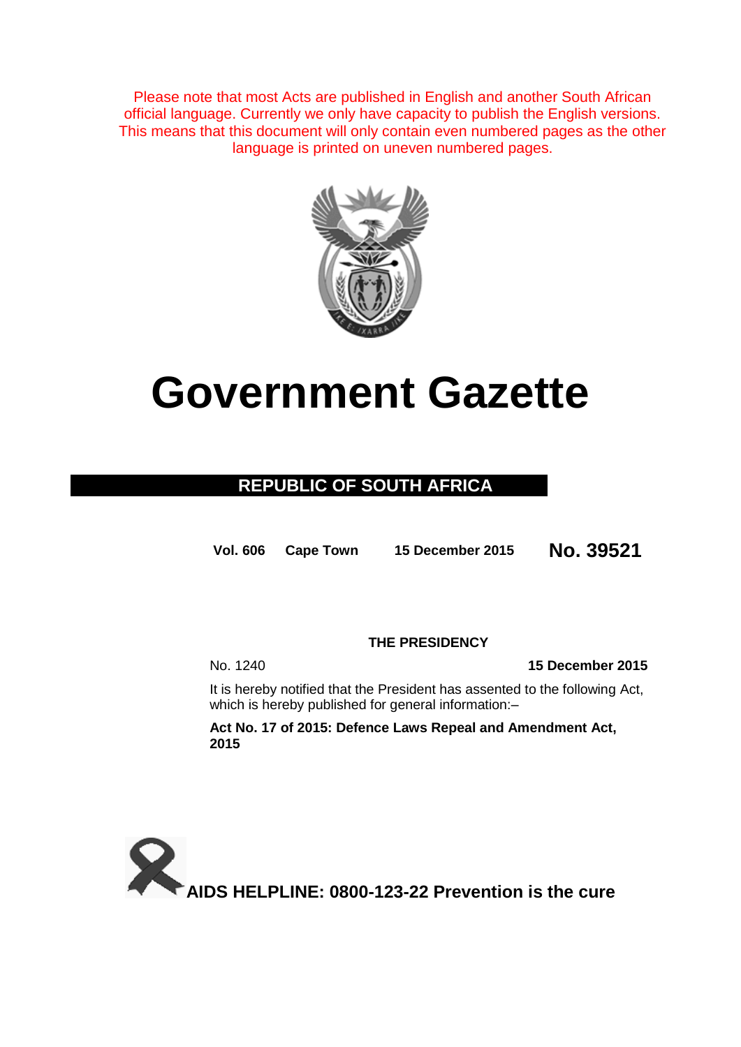Please note that most Acts are published in English and another South African official language. Currently we only have capacity to publish the English versions. This means that this document will only contain even numbered pages as the other language is printed on uneven numbered pages.

# Government Gazette

## REPUBLIC OF SOUTH AFRICA

**Vol. 606** **Cape Town** **15 December 2015** **No. 39521**

**THE PRESIDENCY**

No. 1240 **15 December 2015**

It is hereby notified that the President has assented to the following Act, which is hereby published for general information:–

**Act No. 17 of 2015: Defence Laws Repeal and Amendment Act, 2015**

**AIDS HELPLINE: 0800-123-22 Prevention is the cure**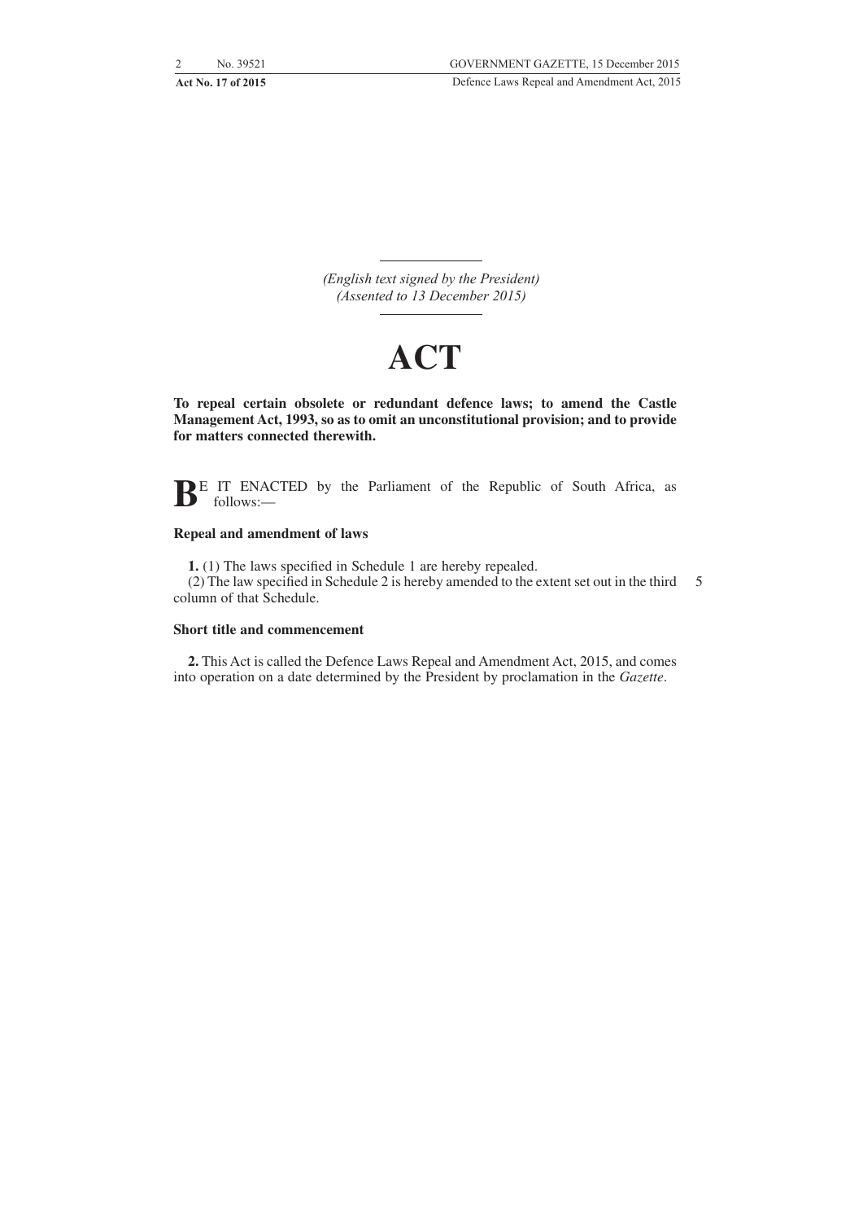*(English text signed by the President)*
*(Assented to 13 December 2015)*

# ACT

**To repeal certain obsolete or redundant defence laws; to amend the Castle Management Act, 1993, so as to omit an unconstitutional provision; and to provide for matters connected therewith.**

**B**E IT ENACTED by the Parliament of the Republic of South Africa, as follows:—

### Repeal and amendment of laws

**1.** (1) The laws specified in Schedule 1 are hereby repealed.

(2) The law specified in Schedule 2 is hereby amended to the extent set out in the third column of that Schedule.

### Short title and commencement

**2.** This Act is called the Defence Laws Repeal and Amendment Act, 2015, and comes into operation on a date determined by the President by proclamation in the *Gazette*.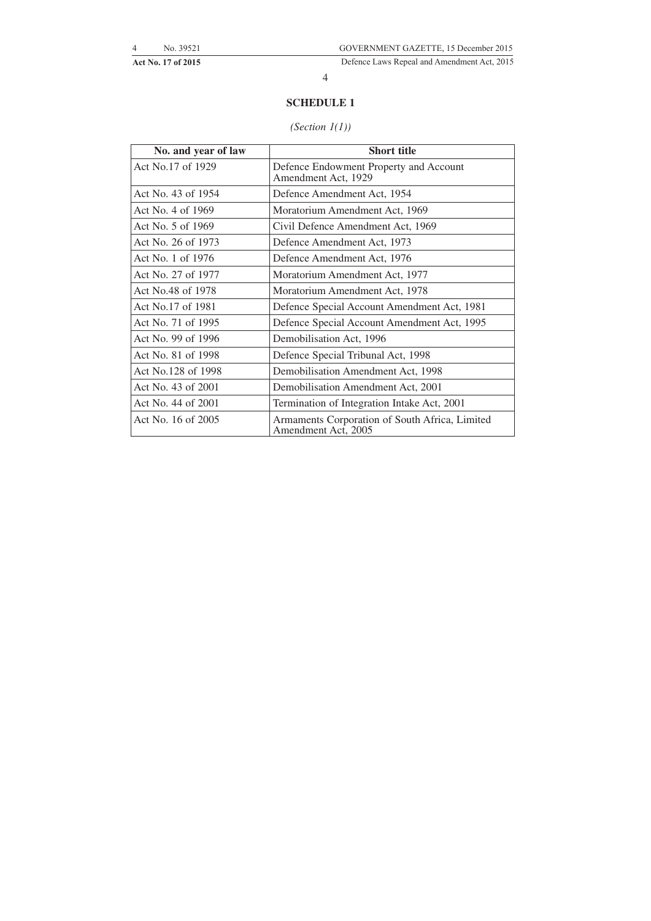## SCHEDULE 1

*(Section 1(1))*

| No. and year of law | Short title |
|---|---|
| Act No.17 of 1929 | Defence Endowment Property and Account Amendment Act, 1929 |
| Act No. 43 of 1954 | Defence Amendment Act, 1954 |
| Act No. 4 of 1969 | Moratorium Amendment Act, 1969 |
| Act No. 5 of 1969 | Civil Defence Amendment Act, 1969 |
| Act No. 26 of 1973 | Defence Amendment Act, 1973 |
| Act No. 1 of 1976 | Defence Amendment Act, 1976 |
| Act No. 27 of 1977 | Moratorium Amendment Act, 1977 |
| Act No.48 of 1978 | Moratorium Amendment Act, 1978 |
| Act No.17 of 1981 | Defence Special Account Amendment Act, 1981 |
| Act No. 71 of 1995 | Defence Special Account Amendment Act, 1995 |
| Act No. 99 of 1996 | Demobilisation Act, 1996 |
| Act No. 81 of 1998 | Defence Special Tribunal Act, 1998 |
| Act No.128 of 1998 | Demobilisation Amendment Act, 1998 |
| Act No. 43 of 2001 | Demobilisation Amendment Act, 2001 |
| Act No. 44 of 2001 | Termination of Integration Intake Act, 2001 |
| Act No. 16 of 2005 | Armaments Corporation of South Africa, Limited Amendment Act, 2005 |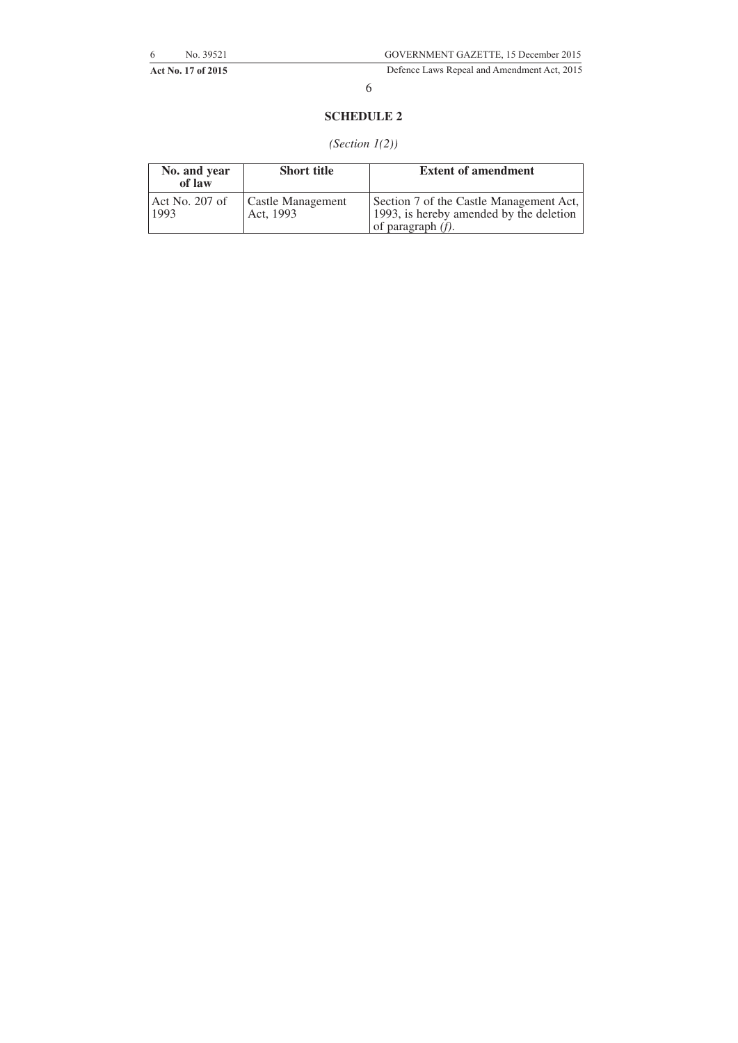## SCHEDULE 2

*(Section 1(2))*

| No. and year of law | Short title | Extent of amendment |
|---|---|---|
| Act No. 207 of 1993 | Castle Management Act, 1993 | Section 7 of the Castle Management Act, 1993, is hereby amended by the deletion of paragraph *(f)*. |